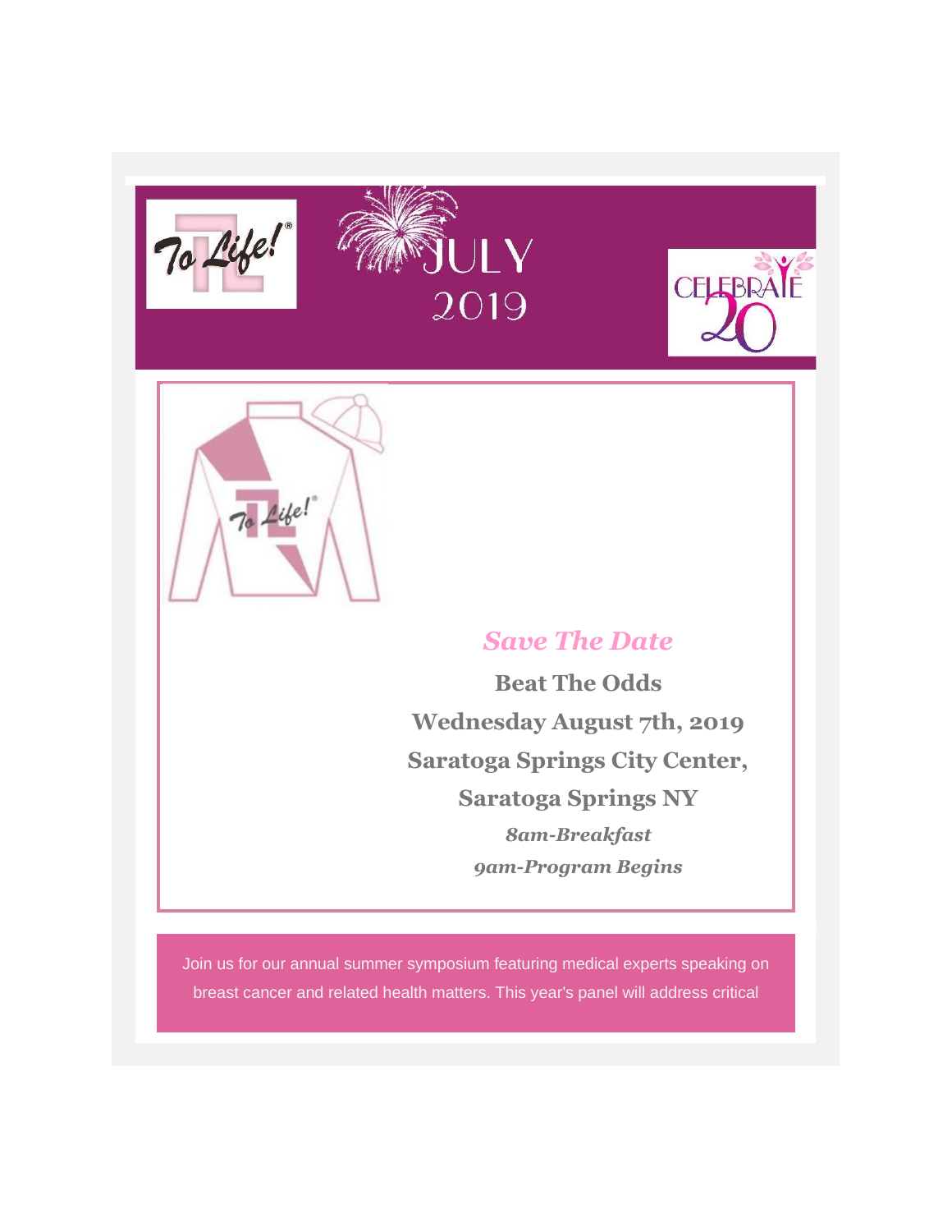To Life!

JULY 2019

CELEBRATE 20

## *Save The Date*

**Beat The Odds**

**Wednesday August 7th, 2019**

**Saratoga Springs City Center,**

**Saratoga Springs NY**

***8am-Breakfast***

***9am-Program Begins***

Join us for our annual summer symposium featuring medical experts speaking on breast cancer and related health matters. This year's panel will address critical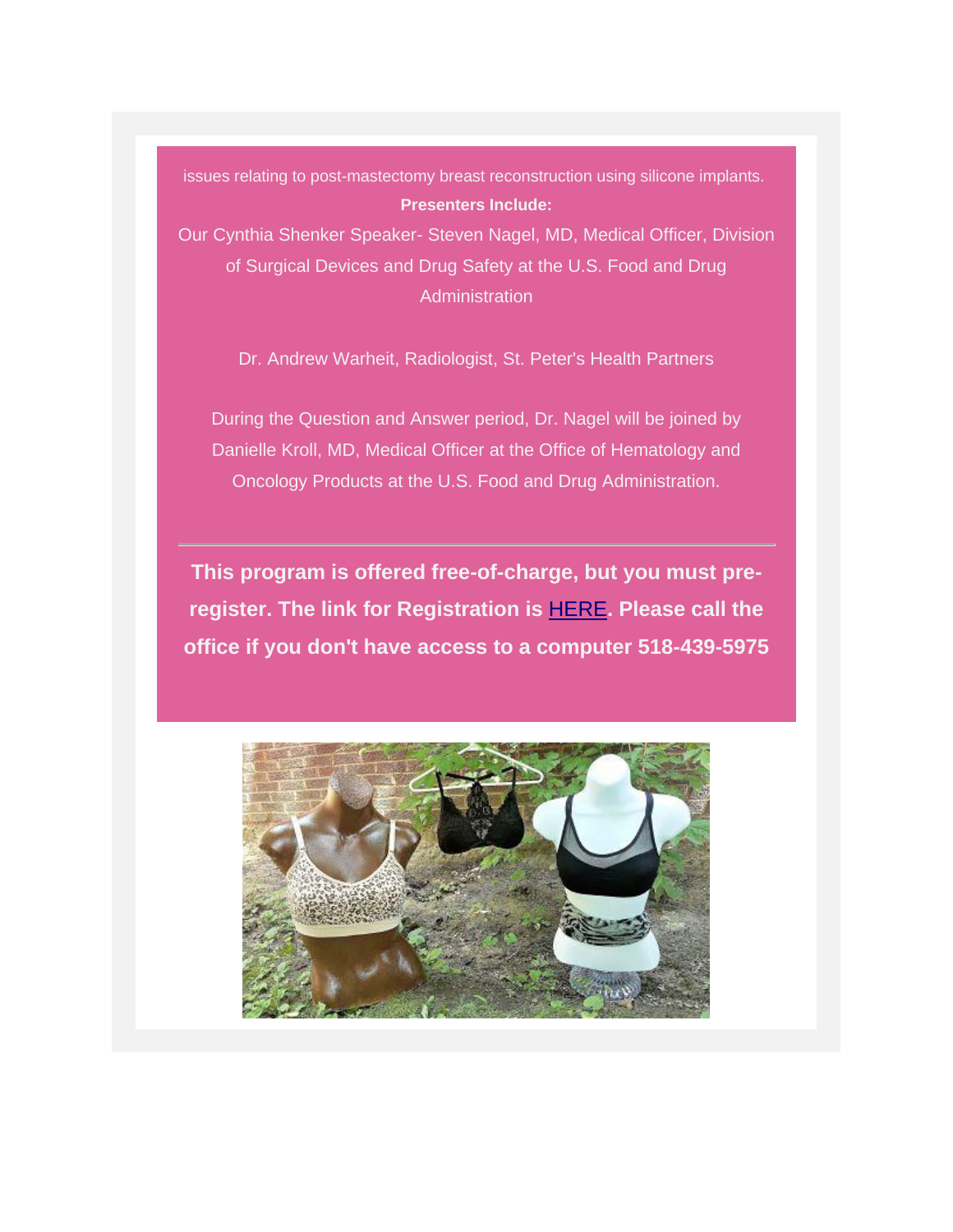issues relating to post-mastectomy breast reconstruction using silicone implants.

**Presenters Include:**

Our Cynthia Shenker Speaker- Steven Nagel, MD, Medical Officer, Division of Surgical Devices and Drug Safety at the U.S. Food and Drug Administration

Dr. Andrew Warheit, Radiologist, St. Peter's Health Partners

During the Question and Answer period, Dr. Nagel will be joined by Danielle Kroll, MD, Medical Officer at the Office of Hematology and Oncology Products at the U.S. Food and Drug Administration.

---

**This program is offered free-of-charge, but you must pre-register. The link for Registration is HERE. Please call the office if you don't have access to a computer 518-439-5975**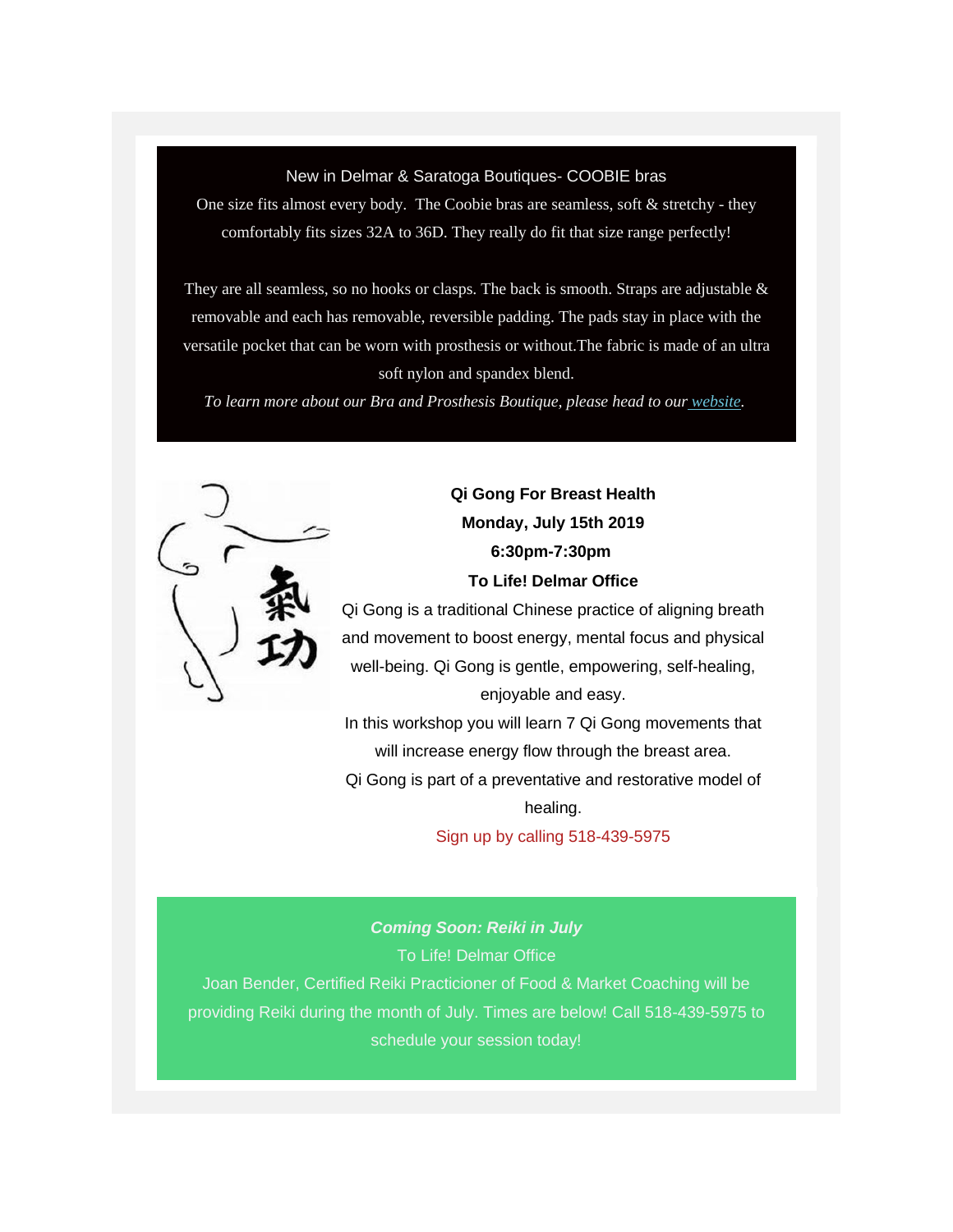New in Delmar & Saratoga Boutiques- COOBIE bras

One size fits almost every body.  The Coobie bras are seamless, soft & stretchy - they comfortably fits sizes 32A to 36D. They really do fit that size range perfectly!

They are all seamless, so no hooks or clasps. The back is smooth. Straps are adjustable & removable and each has removable, reversible padding. The pads stay in place with the versatile pocket that can be worn with prosthesis or without.The fabric is made of an ultra soft nylon and spandex blend.

*To learn more about our Bra and Prosthesis Boutique, please head to our website.*

**Qi Gong For Breast Health**
**Monday, July 15th 2019**
**6:30pm-7:30pm**
**To Life! Delmar Office**

Qi Gong is a traditional Chinese practice of aligning breath and movement to boost energy, mental focus and physical well-being. Qi Gong is gentle, empowering, self-healing, enjoyable and easy.

In this workshop you will learn 7 Qi Gong movements that will increase energy flow through the breast area.

Qi Gong is part of a preventative and restorative model of healing.

Sign up by calling 518-439-5975

***Coming Soon: Reiki in July***

To Life! Delmar Office

Joan Bender, Certified Reiki Practicioner of Food & Market Coaching will be providing Reiki during the month of July. Times are below! Call 518-439-5975 to schedule your session today!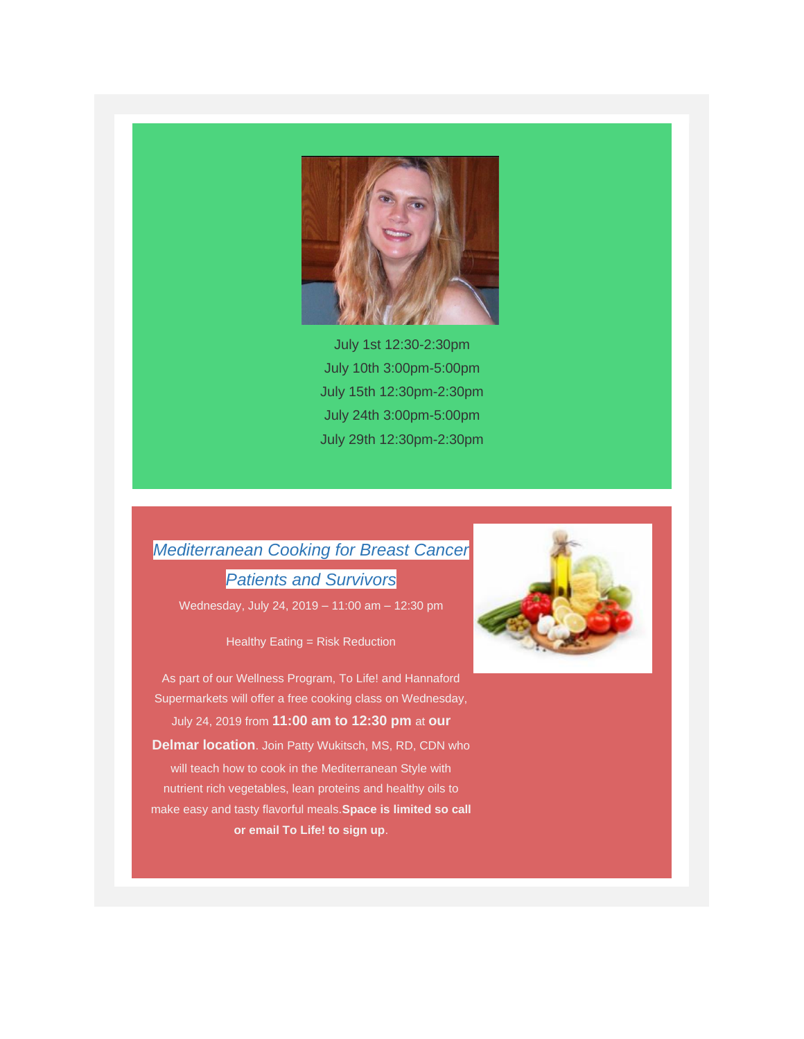July 1st 12:30-2:30pm
July 10th 3:00pm-5:00pm
July 15th 12:30pm-2:30pm
July 24th 3:00pm-5:00pm
July 29th 12:30pm-2:30pm

## *Mediterranean Cooking for Breast Cancer Patients and Survivors*

Wednesday, July 24, 2019 – 11:00 am – 12:30 pm

Healthy Eating = Risk Reduction

As part of our Wellness Program, To Life! and Hannaford Supermarkets will offer a free cooking class on Wednesday, July 24, 2019 from **11:00 am to 12:30 pm** at **our Delmar location**. Join Patty Wukitsch, MS, RD, CDN who will teach how to cook in the Mediterranean Style with nutrient rich vegetables, lean proteins and healthy oils to make easy and tasty flavorful meals.**Space is limited so call or email To Life! to sign up**.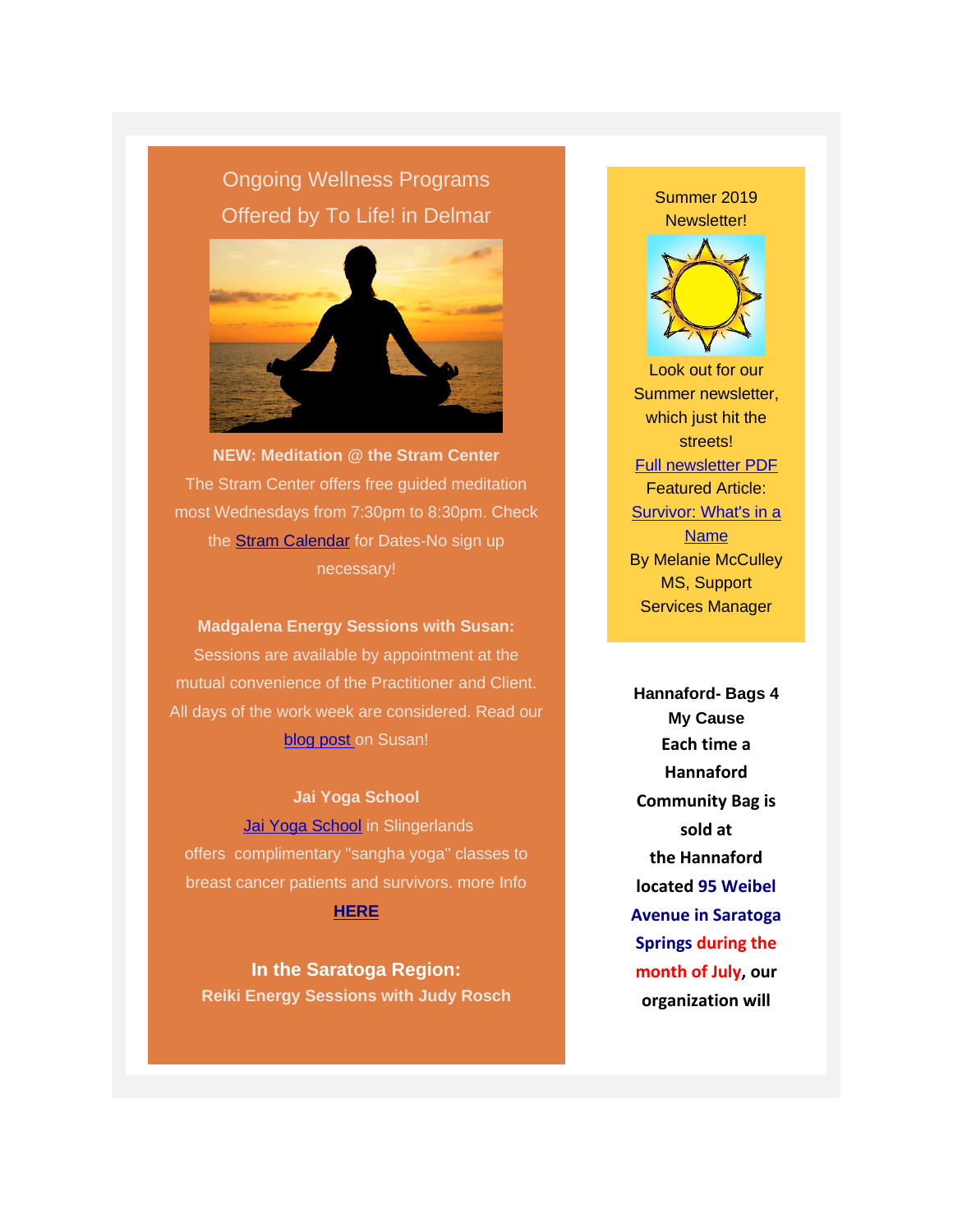## Ongoing Wellness Programs Offered by To Life! in Delmar

**NEW: Meditation @ the Stram Center**

The Stram Center offers free guided meditation most Wednesdays from 7:30pm to 8:30pm. Check the Stram Calendar for Dates-No sign up necessary!

**Madgalena Energy Sessions with Susan:**

Sessions are available by appointment at the mutual convenience of the Practitioner and Client. All days of the work week are considered. Read our blog post on Susan!

**Jai Yoga School**

Jai Yoga School in Slingerlands offers complimentary "sangha yoga" classes to breast cancer patients and survivors. more Info **HERE**

**In the Saratoga Region:**

**Reiki Energy Sessions with Judy Rosch**

Summer 2019 Newsletter!

Look out for our Summer newsletter, which just hit the streets!

Full newsletter PDF

Featured Article:

Survivor: What's in a Name

By Melanie McCulley MS, Support Services Manager

**Hannaford- Bags 4 My Cause**

**Each time a Hannaford Community Bag is sold at the Hannaford located 95 Weibel Avenue in Saratoga Springs during the month of July, our organization will**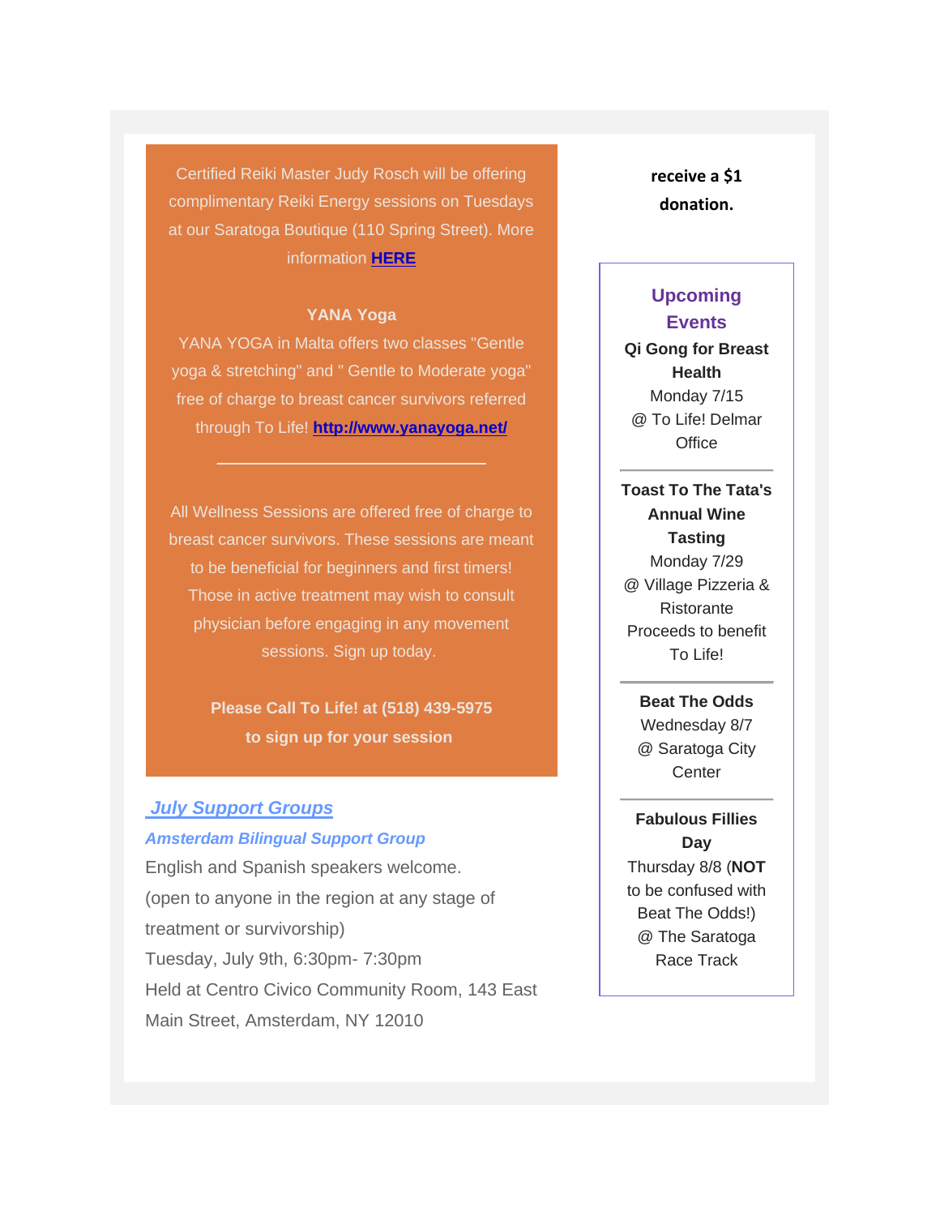Certified Reiki Master Judy Rosch will be offering complimentary Reiki Energy sessions on Tuesdays at our Saratoga Boutique (110 Spring Street). More information **HERE**

**YANA Yoga**

YANA YOGA in Malta offers two classes "Gentle yoga & stretching" and " Gentle to Moderate yoga" free of charge to breast cancer survivors referred through To Life! **http://www.yanayoga.net/**

---

All Wellness Sessions are offered free of charge to breast cancer survivors. These sessions are meant to be beneficial for beginners and first timers! Those in active treatment may wish to consult physician before engaging in any movement sessions. Sign up today.

**Please Call To Life! at (518) 439-5975 to sign up for your session**

## *July Support Groups*

***Amsterdam Bilingual Support Group***

English and Spanish speakers welcome.
(open to anyone in the region at any stage of treatment or survivorship)
Tuesday, July 9th, 6:30pm- 7:30pm
Held at Centro Civico Community Room, 143 East Main Street, Amsterdam, NY 12010

**receive a $1 donation.**

## Upcoming Events

**Qi Gong for Breast Health**
Monday 7/15
@ To Life! Delmar Office

---

**Toast To The Tata's Annual Wine Tasting**
Monday 7/29
@ Village Pizzeria & Ristorante
Proceeds to benefit To Life!

---

**Beat The Odds**
Wednesday 8/7
@ Saratoga City Center

---

**Fabulous Fillies Day**
Thursday 8/8 (**NOT** to be confused with Beat The Odds!)
@ The Saratoga Race Track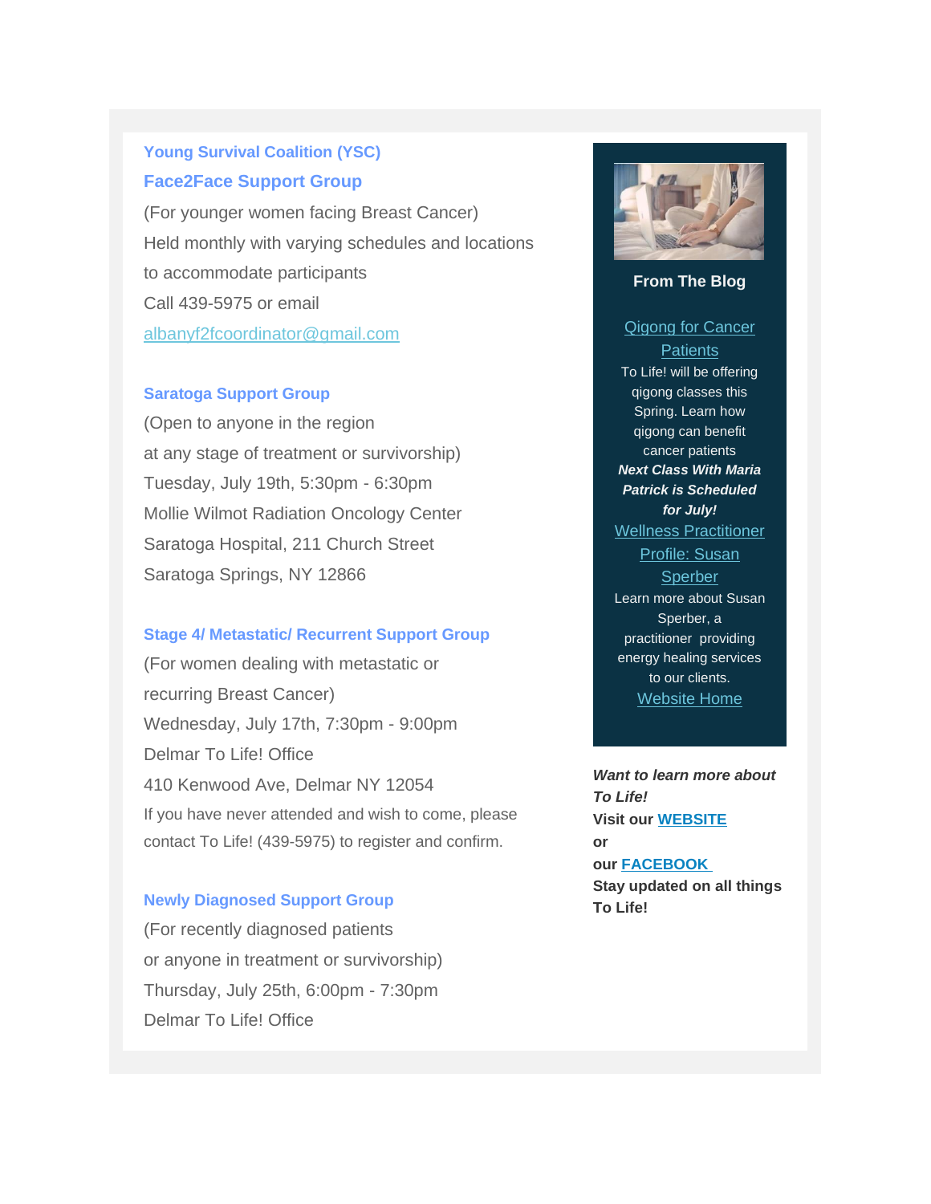### Young Survival Coalition (YSC)

### Face2Face Support Group

(For younger women facing Breast Cancer)
Held monthly with varying schedules and locations to accommodate participants
Call 439-5975 or email
albanyf2fcoordinator@gmail.com

### Saratoga Support Group

(Open to anyone in the region
at any stage of treatment or survivorship)
Tuesday, July 19th, 5:30pm - 6:30pm
Mollie Wilmot Radiation Oncology Center
Saratoga Hospital, 211 Church Street
Saratoga Springs, NY 12866

### Stage 4/ Metastatic/ Recurrent Support Group

(For women dealing with metastatic or
recurring Breast Cancer)
Wednesday, July 17th, 7:30pm - 9:00pm
Delmar To Life! Office
410 Kenwood Ave, Delmar NY 12054
If you have never attended and wish to come, please contact To Life! (439-5975) to register and confirm.

### Newly Diagnosed Support Group

(For recently diagnosed patients
or anyone in treatment or survivorship)
Thursday, July 25th, 6:00pm - 7:30pm
Delmar To Life! Office

**From The Blog**

Qigong for Cancer Patients
To Life! will be offering qigong classes this Spring. Learn how qigong can benefit cancer patients
***Next Class With Maria Patrick is Scheduled for July!***

Wellness Practitioner Profile: Susan Sperber
Learn more about Susan Sperber, a practitioner providing energy healing services to our clients.

Website Home

***Want to learn more about To Life!***
**Visit our WEBSITE**
**or**
**our FACEBOOK**
**Stay updated on all things To Life!**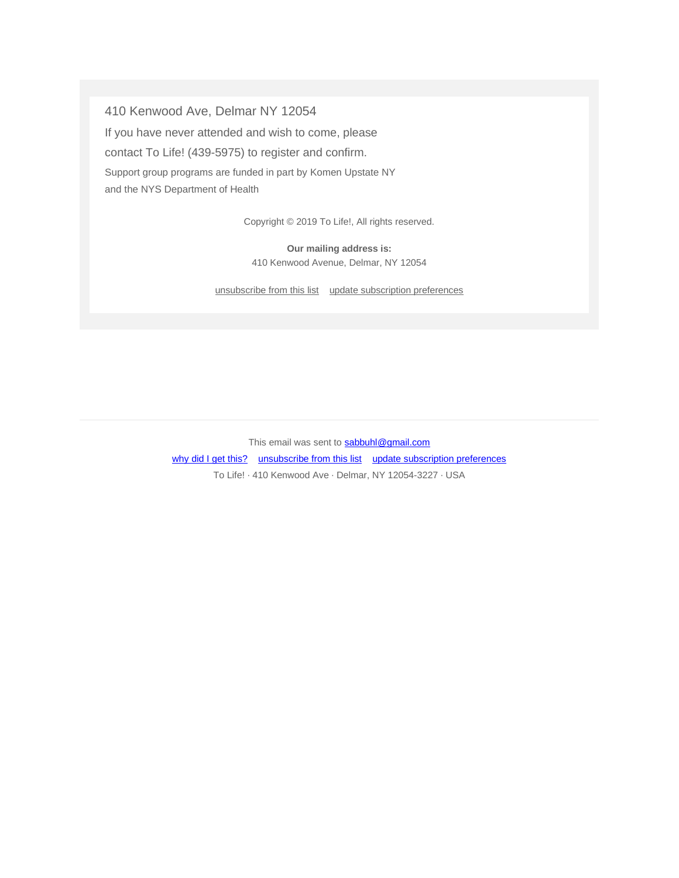410 Kenwood Ave, Delmar NY 12054

If you have never attended and wish to come, please contact To Life! (439-5975) to register and confirm.

Support group programs are funded in part by Komen Upstate NY and the NYS Department of Health

Copyright © 2019 To Life!, All rights reserved.

**Our mailing address is:**
410 Kenwood Avenue, Delmar, NY 12054

unsubscribe from this list    update subscription preferences

---

This email was sent to sabbuhl@gmail.com

why did I get this?    unsubscribe from this list    update subscription preferences

To Life! · 410 Kenwood Ave · Delmar, NY 12054-3227 · USA